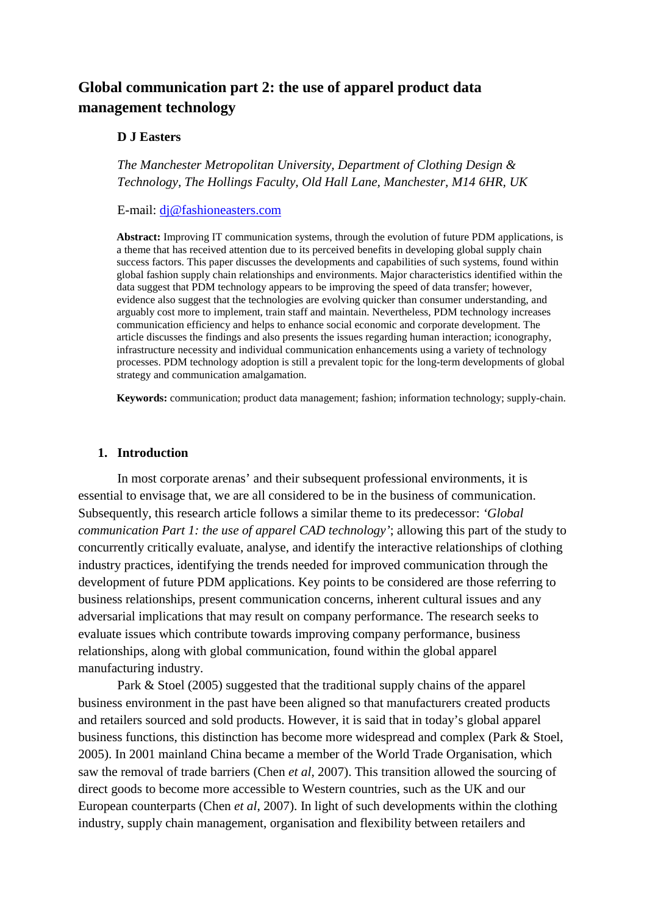# Global communication part 2: the use of apparel product data management technology

**D J Easters**

*The Manchester Metropolitan University, Department of Clothing Design & Technology, The Hollings Faculty, Old Hall Lane, Manchester, M14 6HR, UK*

E-mail: dj@fashioneasters.com

**Abstract:** Improving IT communication systems, through the evolution of future PDM applications, is a theme that has received attention due to its perceived benefits in developing global supply chain success factors. This paper discusses the developments and capabilities of such systems, found within global fashion supply chain relationships and environments. Major characteristics identified within the data suggest that PDM technology appears to be improving the speed of data transfer; however, evidence also suggest that the technologies are evolving quicker than consumer understanding, and arguably cost more to implement, train staff and maintain. Nevertheless, PDM technology increases communication efficiency and helps to enhance social economic and corporate development. The article discusses the findings and also presents the issues regarding human interaction; iconography, infrastructure necessity and individual communication enhancements using a variety of technology processes. PDM technology adoption is still a prevalent topic for the long-term developments of global strategy and communication amalgamation.

**Keywords:** communication; product data management; fashion; information technology; supply-chain.

## 1. Introduction

In most corporate arenas' and their subsequent professional environments, it is essential to envisage that, we are all considered to be in the business of communication. Subsequently, this research article follows a similar theme to its predecessor: *'Global communication Part 1: the use of apparel CAD technology'*; allowing this part of the study to concurrently critically evaluate, analyse, and identify the interactive relationships of clothing industry practices, identifying the trends needed for improved communication through the development of future PDM applications. Key points to be considered are those referring to business relationships, present communication concerns, inherent cultural issues and any adversarial implications that may result on company performance. The research seeks to evaluate issues which contribute towards improving company performance, business relationships, along with global communication, found within the global apparel manufacturing industry.

Park & Stoel (2005) suggested that the traditional supply chains of the apparel business environment in the past have been aligned so that manufacturers created products and retailers sourced and sold products. However, it is said that in today's global apparel business functions, this distinction has become more widespread and complex (Park & Stoel, 2005). In 2001 mainland China became a member of the World Trade Organisation, which saw the removal of trade barriers (Chen *et al*, 2007). This transition allowed the sourcing of direct goods to become more accessible to Western countries, such as the UK and our European counterparts (Chen *et al*, 2007). In light of such developments within the clothing industry, supply chain management, organisation and flexibility between retailers and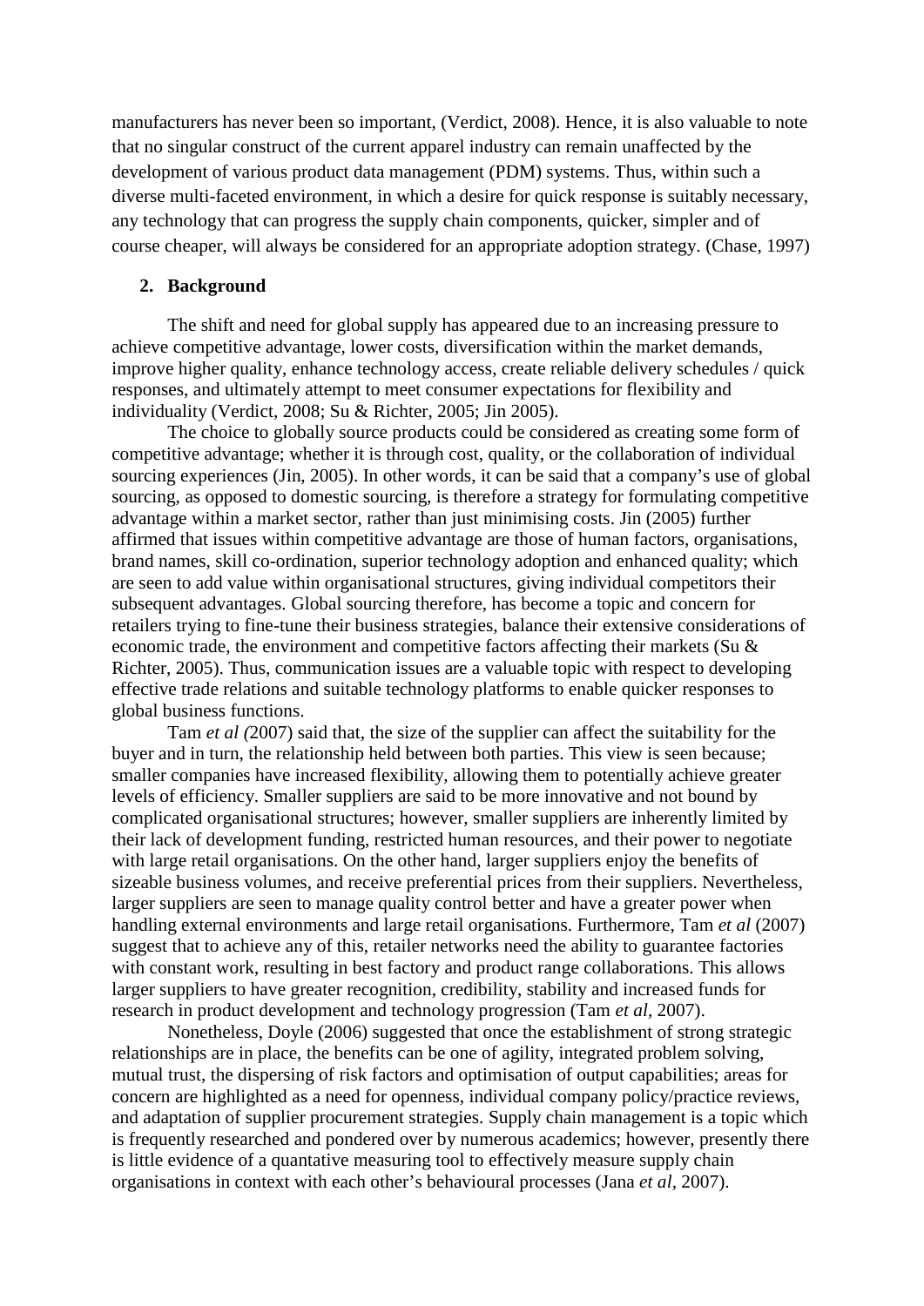manufacturers has never been so important, (Verdict, 2008). Hence, it is also valuable to note that no singular construct of the current apparel industry can remain unaffected by the development of various product data management (PDM) systems. Thus, within such a diverse multi-faceted environment, in which a desire for quick response is suitably necessary, any technology that can progress the supply chain components, quicker, simpler and of course cheaper, will always be considered for an appropriate adoption strategy. (Chase, 1997)

## 2. Background

The shift and need for global supply has appeared due to an increasing pressure to achieve competitive advantage, lower costs, diversification within the market demands, improve higher quality, enhance technology access, create reliable delivery schedules / quick responses, and ultimately attempt to meet consumer expectations for flexibility and individuality (Verdict, 2008; Su & Richter, 2005; Jin 2005).

The choice to globally source products could be considered as creating some form of competitive advantage; whether it is through cost, quality, or the collaboration of individual sourcing experiences (Jin, 2005). In other words, it can be said that a company's use of global sourcing, as opposed to domestic sourcing, is therefore a strategy for formulating competitive advantage within a market sector, rather than just minimising costs. Jin (2005) further affirmed that issues within competitive advantage are those of human factors, organisations, brand names, skill co-ordination, superior technology adoption and enhanced quality; which are seen to add value within organisational structures, giving individual competitors their subsequent advantages. Global sourcing therefore, has become a topic and concern for retailers trying to fine-tune their business strategies, balance their extensive considerations of economic trade, the environment and competitive factors affecting their markets (Su & Richter, 2005). Thus, communication issues are a valuable topic with respect to developing effective trade relations and suitable technology platforms to enable quicker responses to global business functions.

Tam *et al (*2007) said that, the size of the supplier can affect the suitability for the buyer and in turn, the relationship held between both parties. This view is seen because; smaller companies have increased flexibility, allowing them to potentially achieve greater levels of efficiency. Smaller suppliers are said to be more innovative and not bound by complicated organisational structures; however, smaller suppliers are inherently limited by their lack of development funding, restricted human resources, and their power to negotiate with large retail organisations. On the other hand, larger suppliers enjoy the benefits of sizeable business volumes, and receive preferential prices from their suppliers. Nevertheless, larger suppliers are seen to manage quality control better and have a greater power when handling external environments and large retail organisations. Furthermore, Tam *et al* (2007) suggest that to achieve any of this, retailer networks need the ability to guarantee factories with constant work, resulting in best factory and product range collaborations. This allows larger suppliers to have greater recognition, credibility, stability and increased funds for research in product development and technology progression (Tam *et al,* 2007).

Nonetheless, Doyle (2006) suggested that once the establishment of strong strategic relationships are in place, the benefits can be one of agility, integrated problem solving, mutual trust, the dispersing of risk factors and optimisation of output capabilities; areas for concern are highlighted as a need for openness, individual company policy/practice reviews, and adaptation of supplier procurement strategies. Supply chain management is a topic which is frequently researched and pondered over by numerous academics; however, presently there is little evidence of a quantative measuring tool to effectively measure supply chain organisations in context with each other's behavioural processes (Jana *et al,* 2007).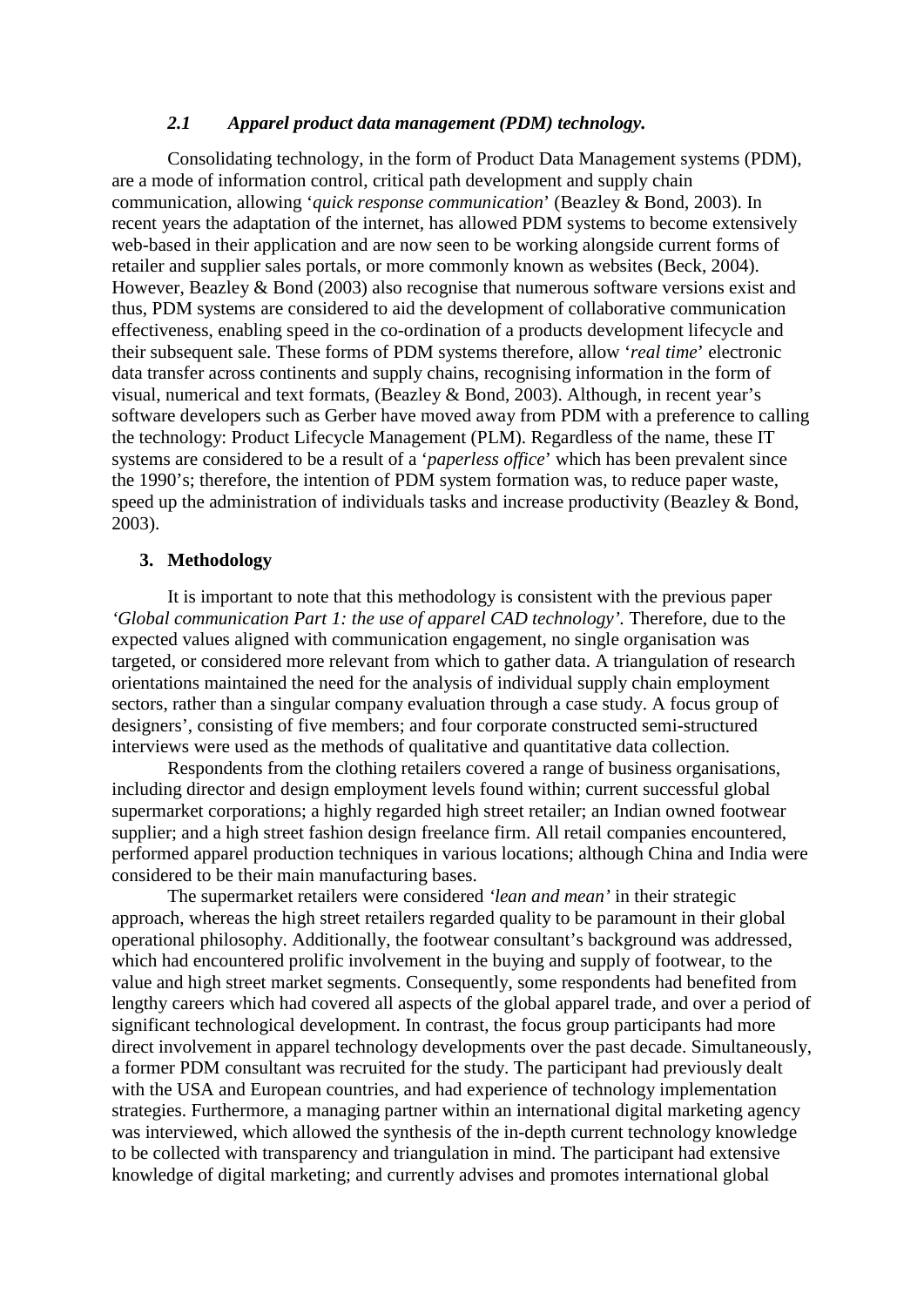### *2.1 Apparel product data management (PDM) technology.*

Consolidating technology, in the form of Product Data Management systems (PDM), are a mode of information control, critical path development and supply chain communication, allowing '*quick response communication*' (Beazley & Bond, 2003). In recent years the adaptation of the internet, has allowed PDM systems to become extensively web-based in their application and are now seen to be working alongside current forms of retailer and supplier sales portals, or more commonly known as websites (Beck, 2004). However, Beazley & Bond (2003) also recognise that numerous software versions exist and thus, PDM systems are considered to aid the development of collaborative communication effectiveness, enabling speed in the co-ordination of a products development lifecycle and their subsequent sale. These forms of PDM systems therefore, allow '*real time*' electronic data transfer across continents and supply chains, recognising information in the form of visual, numerical and text formats, (Beazley & Bond, 2003). Although, in recent year's software developers such as Gerber have moved away from PDM with a preference to calling the technology: Product Lifecycle Management (PLM). Regardless of the name, these IT systems are considered to be a result of a '*paperless office*' which has been prevalent since the 1990's; therefore, the intention of PDM system formation was, to reduce paper waste, speed up the administration of individuals tasks and increase productivity (Beazley & Bond, 2003).

## 3. Methodology

It is important to note that this methodology is consistent with the previous paper *'Global communication Part 1: the use of apparel CAD technology'*. Therefore, due to the expected values aligned with communication engagement, no single organisation was targeted, or considered more relevant from which to gather data. A triangulation of research orientations maintained the need for the analysis of individual supply chain employment sectors, rather than a singular company evaluation through a case study. A focus group of designers', consisting of five members; and four corporate constructed semi-structured interviews were used as the methods of qualitative and quantitative data collection.

Respondents from the clothing retailers covered a range of business organisations, including director and design employment levels found within; current successful global supermarket corporations; a highly regarded high street retailer; an Indian owned footwear supplier; and a high street fashion design freelance firm. All retail companies encountered, performed apparel production techniques in various locations; although China and India were considered to be their main manufacturing bases.

The supermarket retailers were considered *'lean and mean'* in their strategic approach, whereas the high street retailers regarded quality to be paramount in their global operational philosophy. Additionally, the footwear consultant's background was addressed, which had encountered prolific involvement in the buying and supply of footwear, to the value and high street market segments. Consequently, some respondents had benefited from lengthy careers which had covered all aspects of the global apparel trade, and over a period of significant technological development. In contrast, the focus group participants had more direct involvement in apparel technology developments over the past decade. Simultaneously, a former PDM consultant was recruited for the study. The participant had previously dealt with the USA and European countries, and had experience of technology implementation strategies. Furthermore, a managing partner within an international digital marketing agency was interviewed, which allowed the synthesis of the in-depth current technology knowledge to be collected with transparency and triangulation in mind. The participant had extensive knowledge of digital marketing; and currently advises and promotes international global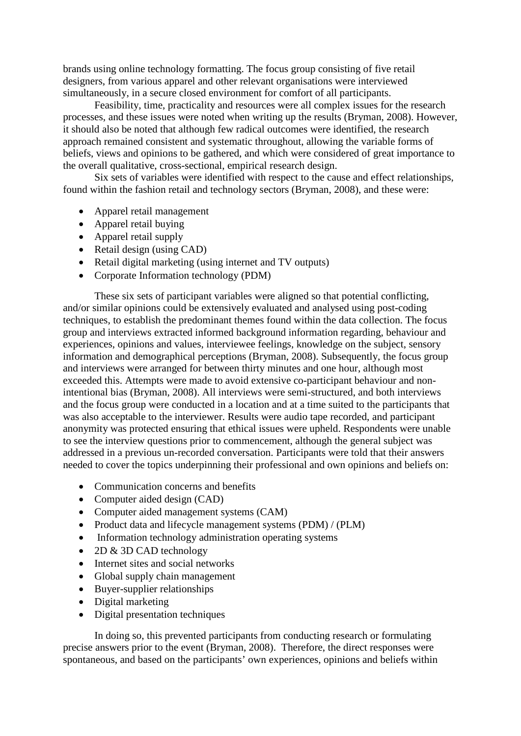brands using online technology formatting. The focus group consisting of five retail designers, from various apparel and other relevant organisations were interviewed simultaneously, in a secure closed environment for comfort of all participants.

Feasibility, time, practicality and resources were all complex issues for the research processes, and these issues were noted when writing up the results (Bryman, 2008). However, it should also be noted that although few radical outcomes were identified, the research approach remained consistent and systematic throughout, allowing the variable forms of beliefs, views and opinions to be gathered, and which were considered of great importance to the overall qualitative, cross-sectional, empirical research design.

Six sets of variables were identified with respect to the cause and effect relationships, found within the fashion retail and technology sectors (Bryman, 2008), and these were:

- Apparel retail management
- Apparel retail buying
- Apparel retail supply
- Retail design (using CAD)
- Retail digital marketing (using internet and TV outputs)
- Corporate Information technology (PDM)

These six sets of participant variables were aligned so that potential conflicting, and/or similar opinions could be extensively evaluated and analysed using post-coding techniques, to establish the predominant themes found within the data collection. The focus group and interviews extracted informed background information regarding, behaviour and experiences, opinions and values, interviewee feelings, knowledge on the subject, sensory information and demographical perceptions (Bryman, 2008). Subsequently, the focus group and interviews were arranged for between thirty minutes and one hour, although most exceeded this. Attempts were made to avoid extensive co-participant behaviour and non-intentional bias (Bryman, 2008). All interviews were semi-structured, and both interviews and the focus group were conducted in a location and at a time suited to the participants that was also acceptable to the interviewer. Results were audio tape recorded, and participant anonymity was protected ensuring that ethical issues were upheld. Respondents were unable to see the interview questions prior to commencement, although the general subject was addressed in a previous un-recorded conversation. Participants were told that their answers needed to cover the topics underpinning their professional and own opinions and beliefs on:

- Communication concerns and benefits
- Computer aided design (CAD)
- Computer aided management systems (CAM)
- Product data and lifecycle management systems (PDM) / (PLM)
- Information technology administration operating systems
- 2D & 3D CAD technology
- Internet sites and social networks
- Global supply chain management
- Buyer-supplier relationships
- Digital marketing
- Digital presentation techniques

In doing so, this prevented participants from conducting research or formulating precise answers prior to the event (Bryman, 2008). Therefore, the direct responses were spontaneous, and based on the participants' own experiences, opinions and beliefs within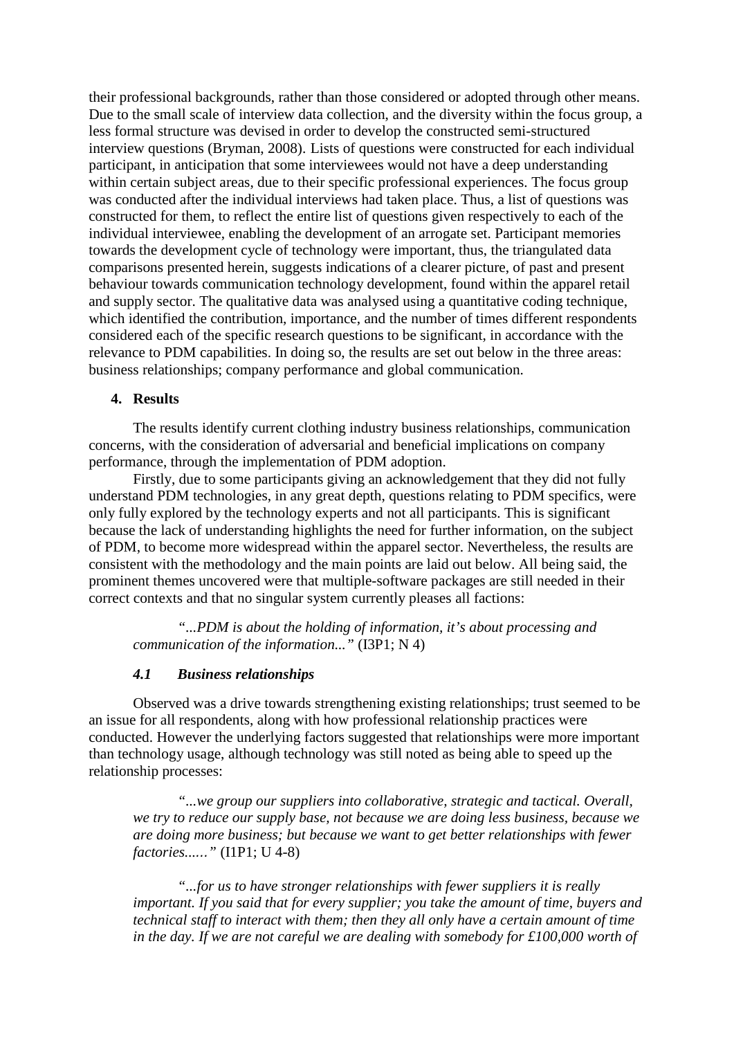their professional backgrounds, rather than those considered or adopted through other means. Due to the small scale of interview data collection, and the diversity within the focus group, a less formal structure was devised in order to develop the constructed semi-structured interview questions (Bryman, 2008). Lists of questions were constructed for each individual participant, in anticipation that some interviewees would not have a deep understanding within certain subject areas, due to their specific professional experiences. The focus group was conducted after the individual interviews had taken place. Thus, a list of questions was constructed for them, to reflect the entire list of questions given respectively to each of the individual interviewee, enabling the development of an arrogate set. Participant memories towards the development cycle of technology were important, thus, the triangulated data comparisons presented herein, suggests indications of a clearer picture, of past and present behaviour towards communication technology development, found within the apparel retail and supply sector. The qualitative data was analysed using a quantitative coding technique, which identified the contribution, importance, and the number of times different respondents considered each of the specific research questions to be significant, in accordance with the relevance to PDM capabilities. In doing so, the results are set out below in the three areas: business relationships; company performance and global communication.

## 4. Results

The results identify current clothing industry business relationships, communication concerns, with the consideration of adversarial and beneficial implications on company performance, through the implementation of PDM adoption.

Firstly, due to some participants giving an acknowledgement that they did not fully understand PDM technologies, in any great depth, questions relating to PDM specifics, were only fully explored by the technology experts and not all participants. This is significant because the lack of understanding highlights the need for further information, on the subject of PDM, to become more widespread within the apparel sector. Nevertheless, the results are consistent with the methodology and the main points are laid out below. All being said, the prominent themes uncovered were that multiple-software packages are still needed in their correct contexts and that no singular system currently pleases all factions:

> "*...PDM is about the holding of information, it's about processing and communication of the information...*" (I3P1; N 4)

### *4.1 Business relationships*

Observed was a drive towards strengthening existing relationships; trust seemed to be an issue for all respondents, along with how professional relationship practices were conducted. However the underlying factors suggested that relationships were more important than technology usage, although technology was still noted as being able to speed up the relationship processes:

> "*...we group our suppliers into collaborative, strategic and tactical. Overall, we try to reduce our supply base, not because we are doing less business, because we are doing more business; but because we want to get better relationships with fewer factories......*" (I1P1; U 4-8)

> "*...for us to have stronger relationships with fewer suppliers it is really important. If you said that for every supplier; you take the amount of time, buyers and technical staff to interact with them; then they all only have a certain amount of time in the day. If we are not careful we are dealing with somebody for £100,000 worth of*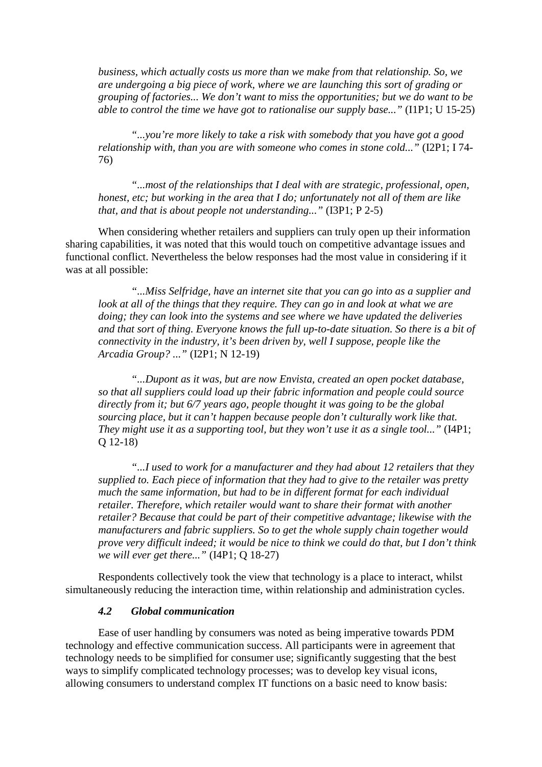*business, which actually costs us more than we make from that relationship. So, we are undergoing a big piece of work, where we are launching this sort of grading or grouping of factories... We don't want to miss the opportunities; but we do want to be able to control the time we have got to rationalise our supply base..."* (I1P1; U 15-25)

*"...you're more likely to take a risk with somebody that you have got a good relationship with, than you are with someone who comes in stone cold..."* (I2P1; I 74-76)

*"...most of the relationships that I deal with are strategic, professional, open, honest, etc; but working in the area that I do; unfortunately not all of them are like that, and that is about people not understanding..."* (I3P1; P 2-5)

When considering whether retailers and suppliers can truly open up their information sharing capabilities, it was noted that this would touch on competitive advantage issues and functional conflict. Nevertheless the below responses had the most value in considering if it was at all possible:

*"...Miss Selfridge, have an internet site that you can go into as a supplier and look at all of the things that they require. They can go in and look at what we are doing; they can look into the systems and see where we have updated the deliveries and that sort of thing. Everyone knows the full up-to-date situation. So there is a bit of connectivity in the industry, it's been driven by, well I suppose, people like the Arcadia Group? ..."* (I2P1; N 12-19)

*"...Dupont as it was, but are now Envista, created an open pocket database, so that all suppliers could load up their fabric information and people could source directly from it; but 6/7 years ago, people thought it was going to be the global sourcing place, but it can't happen because people don't culturally work like that. They might use it as a supporting tool, but they won't use it as a single tool..."* (I4P1; Q 12-18)

*"...I used to work for a manufacturer and they had about 12 retailers that they supplied to. Each piece of information that they had to give to the retailer was pretty much the same information, but had to be in different format for each individual retailer. Therefore, which retailer would want to share their format with another retailer? Because that could be part of their competitive advantage; likewise with the manufacturers and fabric suppliers. So to get the whole supply chain together would prove very difficult indeed; it would be nice to think we could do that, but I don't think we will ever get there..."* (I4P1; Q 18-27)

Respondents collectively took the view that technology is a place to interact, whilst simultaneously reducing the interaction time, within relationship and administration cycles.

### *4.2 Global communication*

Ease of user handling by consumers was noted as being imperative towards PDM technology and effective communication success. All participants were in agreement that technology needs to be simplified for consumer use; significantly suggesting that the best ways to simplify complicated technology processes; was to develop key visual icons, allowing consumers to understand complex IT functions on a basic need to know basis: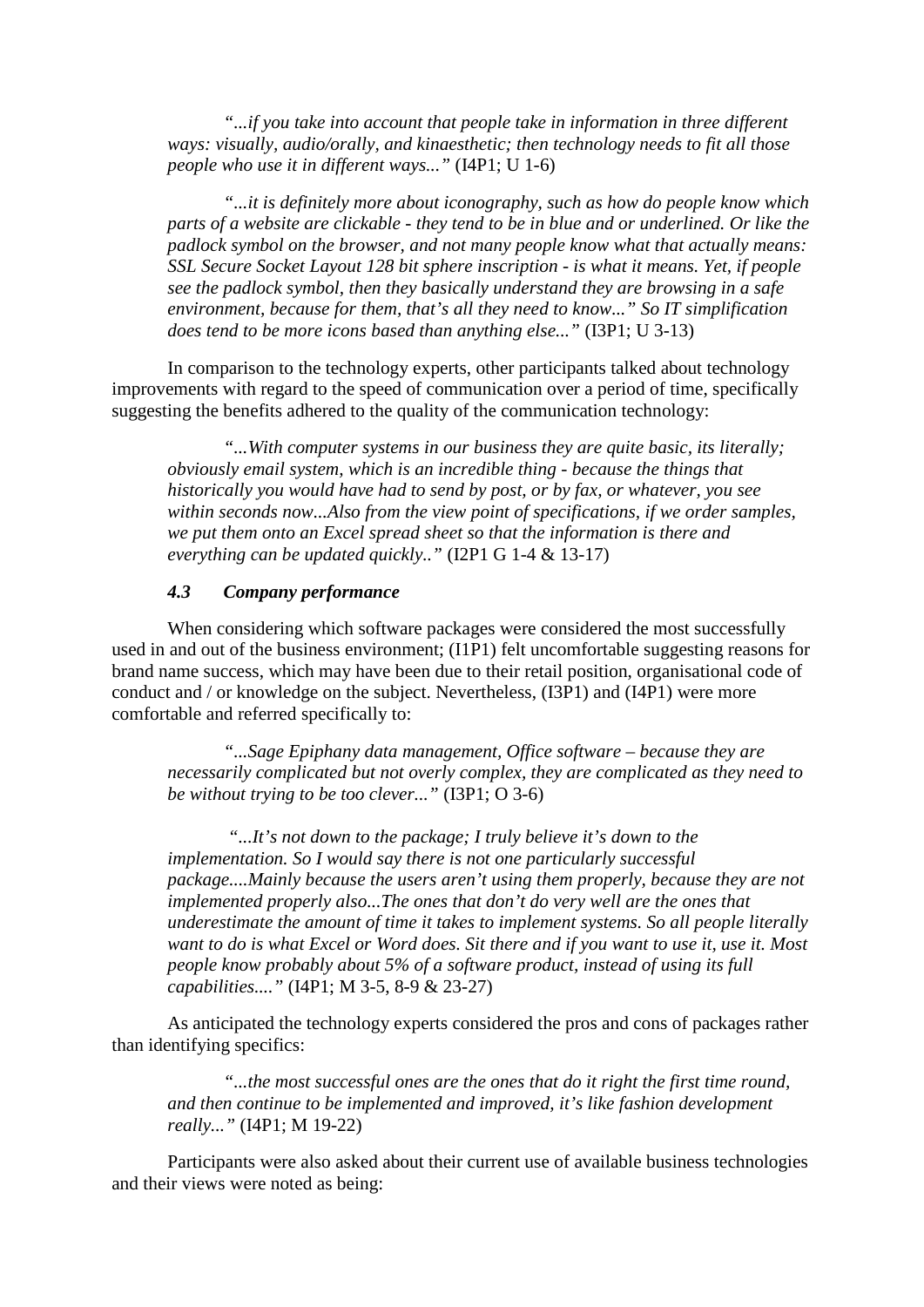> *"...if you take into account that people take in information in three different ways: visually, audio/orally, and kinaesthetic; then technology needs to fit all those people who use it in different ways..."* (I4P1; U 1-6)

> *"...it is definitely more about iconography, such as how do people know which parts of a website are clickable - they tend to be in blue and or underlined. Or like the padlock symbol on the browser, and not many people know what that actually means: SSL Secure Socket Layout 128 bit sphere inscription - is what it means. Yet, if people see the padlock symbol, then they basically understand they are browsing in a safe environment, because for them, that's all they need to know..." So IT simplification does tend to be more icons based than anything else..."* (I3P1; U 3-13)

In comparison to the technology experts, other participants talked about technology improvements with regard to the speed of communication over a period of time, specifically suggesting the benefits adhered to the quality of the communication technology:

> *"...With computer systems in our business they are quite basic, its literally; obviously email system, which is an incredible thing - because the things that historically you would have had to send by post, or by fax, or whatever, you see within seconds now...Also from the view point of specifications, if we order samples, we put them onto an Excel spread sheet so that the information is there and everything can be updated quickly.."* (I2P1 G 1-4 & 13-17)

### *4.3 Company performance*

When considering which software packages were considered the most successfully used in and out of the business environment; (I1P1) felt uncomfortable suggesting reasons for brand name success, which may have been due to their retail position, organisational code of conduct and / or knowledge on the subject. Nevertheless, (I3P1) and (I4P1) were more comfortable and referred specifically to:

> *"...Sage Epiphany data management, Office software – because they are necessarily complicated but not overly complex, they are complicated as they need to be without trying to be too clever..."* (I3P1; O 3-6)

> *"...It's not down to the package; I truly believe it's down to the implementation. So I would say there is not one particularly successful package....Mainly because the users aren't using them properly, because they are not implemented properly also...The ones that don't do very well are the ones that underestimate the amount of time it takes to implement systems. So all people literally want to do is what Excel or Word does. Sit there and if you want to use it, use it. Most people know probably about 5% of a software product, instead of using its full capabilities...."* (I4P1; M 3-5, 8-9 & 23-27)

As anticipated the technology experts considered the pros and cons of packages rather than identifying specifics:

> *"...the most successful ones are the ones that do it right the first time round, and then continue to be implemented and improved, it's like fashion development really..."* (I4P1; M 19-22)

Participants were also asked about their current use of available business technologies and their views were noted as being: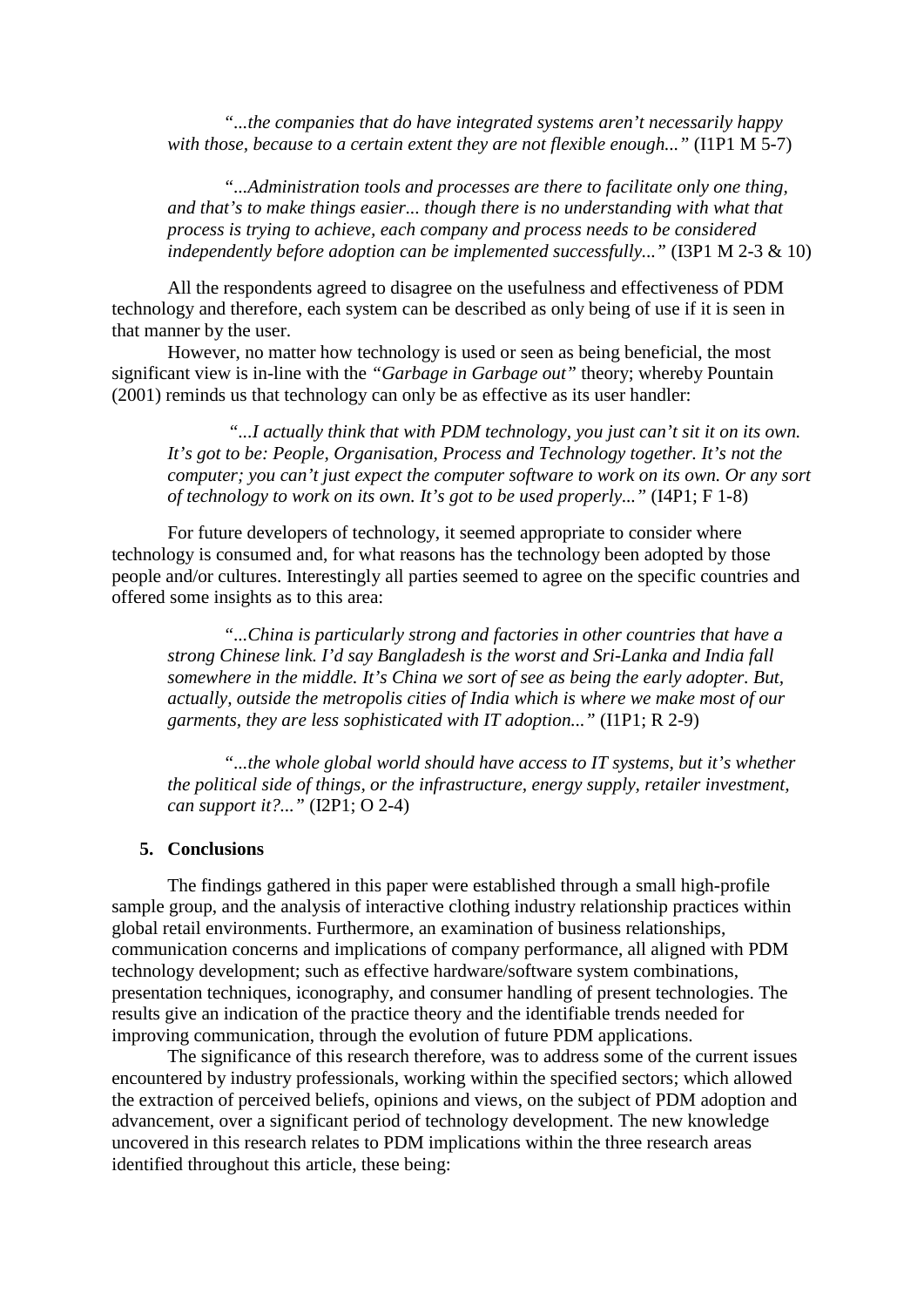> *"...the companies that do have integrated systems aren't necessarily happy with those, because to a certain extent they are not flexible enough..."* (I1P1 M 5-7)

> *"...Administration tools and processes are there to facilitate only one thing, and that's to make things easier... though there is no understanding with what that process is trying to achieve, each company and process needs to be considered independently before adoption can be implemented successfully..."* (I3P1 M 2-3 & 10)

All the respondents agreed to disagree on the usefulness and effectiveness of PDM technology and therefore, each system can be described as only being of use if it is seen in that manner by the user.

However, no matter how technology is used or seen as being beneficial, the most significant view is in-line with the *"Garbage in Garbage out"* theory; whereby Pountain (2001) reminds us that technology can only be as effective as its user handler:

> *"...I actually think that with PDM technology, you just can't sit it on its own. It's got to be: People, Organisation, Process and Technology together. It's not the computer; you can't just expect the computer software to work on its own. Or any sort of technology to work on its own. It's got to be used properly..."* (I4P1; F 1-8)

For future developers of technology, it seemed appropriate to consider where technology is consumed and, for what reasons has the technology been adopted by those people and/or cultures. Interestingly all parties seemed to agree on the specific countries and offered some insights as to this area:

> *"...China is particularly strong and factories in other countries that have a strong Chinese link. I'd say Bangladesh is the worst and Sri-Lanka and India fall somewhere in the middle. It's China we sort of see as being the early adopter. But, actually, outside the metropolis cities of India which is where we make most of our garments, they are less sophisticated with IT adoption..."* (I1P1; R 2-9)

> *"...the whole global world should have access to IT systems, but it's whether the political side of things, or the infrastructure, energy supply, retailer investment, can support it?..."* (I2P1; O 2-4)

## 5. Conclusions

The findings gathered in this paper were established through a small high-profile sample group, and the analysis of interactive clothing industry relationship practices within global retail environments. Furthermore, an examination of business relationships, communication concerns and implications of company performance, all aligned with PDM technology development; such as effective hardware/software system combinations, presentation techniques, iconography, and consumer handling of present technologies. The results give an indication of the practice theory and the identifiable trends needed for improving communication, through the evolution of future PDM applications.

The significance of this research therefore, was to address some of the current issues encountered by industry professionals, working within the specified sectors; which allowed the extraction of perceived beliefs, opinions and views, on the subject of PDM adoption and advancement, over a significant period of technology development. The new knowledge uncovered in this research relates to PDM implications within the three research areas identified throughout this article, these being: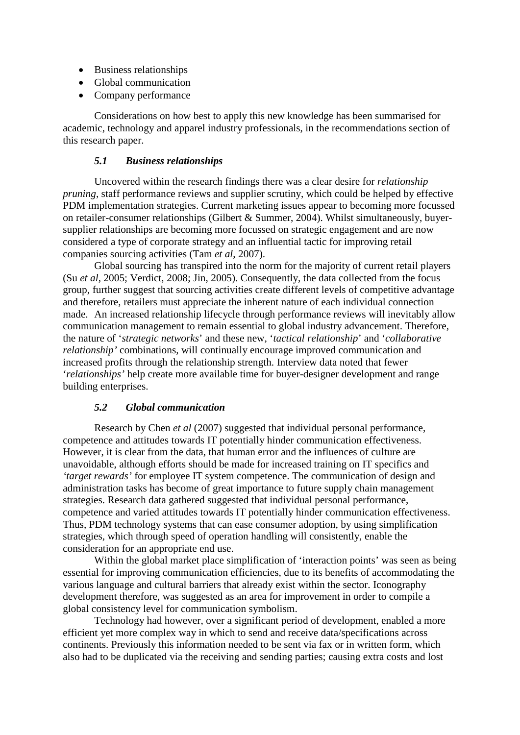- Business relationships
- Global communication
- Company performance

Considerations on how best to apply this new knowledge has been summarised for academic, technology and apparel industry professionals, in the recommendations section of this research paper.

### *5.1 Business relationships*

Uncovered within the research findings there was a clear desire for *relationship pruning*, staff performance reviews and supplier scrutiny, which could be helped by effective PDM implementation strategies. Current marketing issues appear to becoming more focussed on retailer-consumer relationships (Gilbert & Summer, 2004). Whilst simultaneously, buyer-supplier relationships are becoming more focussed on strategic engagement and are now considered a type of corporate strategy and an influential tactic for improving retail companies sourcing activities (Tam *et al*, 2007).

Global sourcing has transpired into the norm for the majority of current retail players (Su *et al*, 2005; Verdict, 2008; Jin, 2005). Consequently, the data collected from the focus group, further suggest that sourcing activities create different levels of competitive advantage and therefore, retailers must appreciate the inherent nature of each individual connection made. An increased relationship lifecycle through performance reviews will inevitably allow communication management to remain essential to global industry advancement. Therefore, the nature of '*strategic networks*' and these new, '*tactical relationship*' and '*collaborative relationship'* combinations, will continually encourage improved communication and increased profits through the relationship strength. Interview data noted that fewer '*relationships'* help create more available time for buyer-designer development and range building enterprises.

### *5.2 Global communication*

Research by Chen *et al* (2007) suggested that individual personal performance, competence and attitudes towards IT potentially hinder communication effectiveness. However, it is clear from the data, that human error and the influences of culture are unavoidable, although efforts should be made for increased training on IT specifics and *'target rewards'* for employee IT system competence. The communication of design and administration tasks has become of great importance to future supply chain management strategies. Research data gathered suggested that individual personal performance, competence and varied attitudes towards IT potentially hinder communication effectiveness. Thus, PDM technology systems that can ease consumer adoption, by using simplification strategies, which through speed of operation handling will consistently, enable the consideration for an appropriate end use.

Within the global market place simplification of 'interaction points' was seen as being essential for improving communication efficiencies, due to its benefits of accommodating the various language and cultural barriers that already exist within the sector. Iconography development therefore, was suggested as an area for improvement in order to compile a global consistency level for communication symbolism.

Technology had however, over a significant period of development, enabled a more efficient yet more complex way in which to send and receive data/specifications across continents. Previously this information needed to be sent via fax or in written form, which also had to be duplicated via the receiving and sending parties; causing extra costs and lost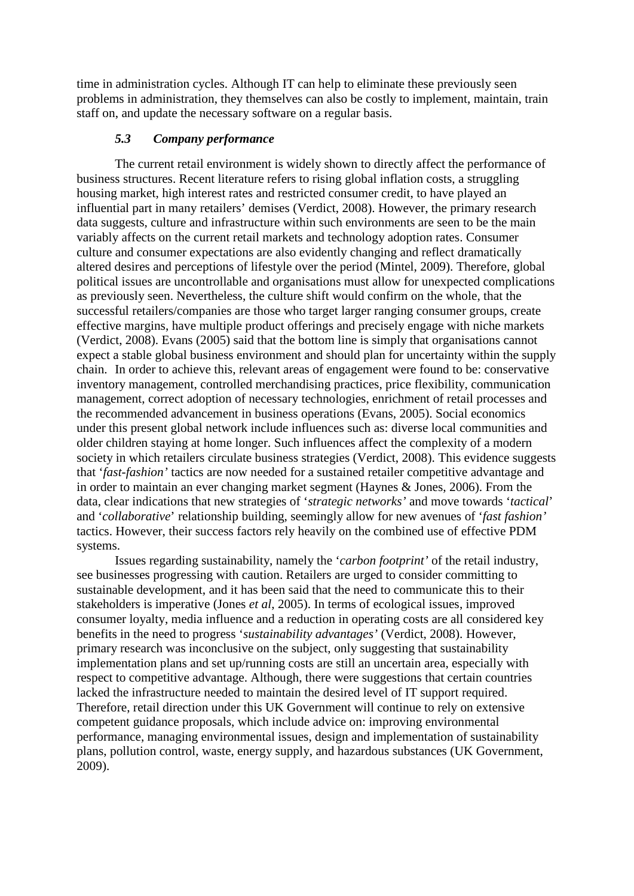time in administration cycles. Although IT can help to eliminate these previously seen problems in administration, they themselves can also be costly to implement, maintain, train staff on, and update the necessary software on a regular basis.

### *5.3 Company performance*

The current retail environment is widely shown to directly affect the performance of business structures. Recent literature refers to rising global inflation costs, a struggling housing market, high interest rates and restricted consumer credit, to have played an influential part in many retailers' demises (Verdict, 2008). However, the primary research data suggests, culture and infrastructure within such environments are seen to be the main variably affects on the current retail markets and technology adoption rates. Consumer culture and consumer expectations are also evidently changing and reflect dramatically altered desires and perceptions of lifestyle over the period (Mintel, 2009). Therefore, global political issues are uncontrollable and organisations must allow for unexpected complications as previously seen. Nevertheless, the culture shift would confirm on the whole, that the successful retailers/companies are those who target larger ranging consumer groups, create effective margins, have multiple product offerings and precisely engage with niche markets (Verdict, 2008). Evans (2005) said that the bottom line is simply that organisations cannot expect a stable global business environment and should plan for uncertainty within the supply chain. In order to achieve this, relevant areas of engagement were found to be: conservative inventory management, controlled merchandising practices, price flexibility, communication management, correct adoption of necessary technologies, enrichment of retail processes and the recommended advancement in business operations (Evans, 2005). Social economics under this present global network include influences such as: diverse local communities and older children staying at home longer. Such influences affect the complexity of a modern society in which retailers circulate business strategies (Verdict, 2008). This evidence suggests that '*fast-fashion'* tactics are now needed for a sustained retailer competitive advantage and in order to maintain an ever changing market segment (Haynes & Jones, 2006). From the data, clear indications that new strategies of '*strategic networks'* and move towards '*tactical*' and '*collaborative*' relationship building, seemingly allow for new avenues of '*fast fashion'* tactics. However, their success factors rely heavily on the combined use of effective PDM systems.

Issues regarding sustainability, namely the '*carbon footprint'* of the retail industry, see businesses progressing with caution. Retailers are urged to consider committing to sustainable development, and it has been said that the need to communicate this to their stakeholders is imperative (Jones *et al*, 2005). In terms of ecological issues, improved consumer loyalty, media influence and a reduction in operating costs are all considered key benefits in the need to progress '*sustainability advantages'* (Verdict, 2008). However, primary research was inconclusive on the subject, only suggesting that sustainability implementation plans and set up/running costs are still an uncertain area, especially with respect to competitive advantage. Although, there were suggestions that certain countries lacked the infrastructure needed to maintain the desired level of IT support required. Therefore, retail direction under this UK Government will continue to rely on extensive competent guidance proposals, which include advice on: improving environmental performance, managing environmental issues, design and implementation of sustainability plans, pollution control, waste, energy supply, and hazardous substances (UK Government, 2009).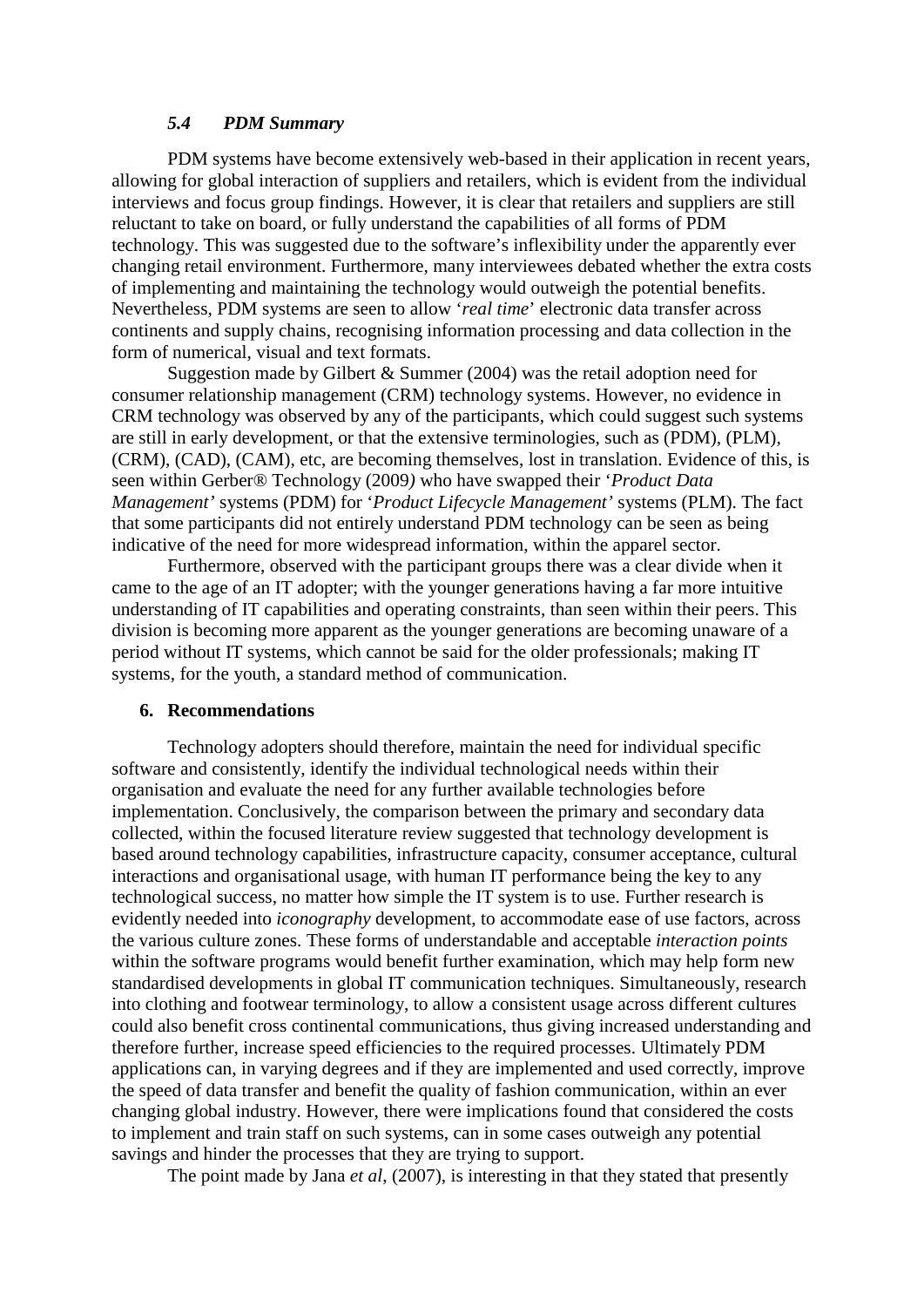### *5.4 PDM Summary*

PDM systems have become extensively web-based in their application in recent years, allowing for global interaction of suppliers and retailers, which is evident from the individual interviews and focus group findings. However, it is clear that retailers and suppliers are still reluctant to take on board, or fully understand the capabilities of all forms of PDM technology. This was suggested due to the software's inflexibility under the apparently ever changing retail environment. Furthermore, many interviewees debated whether the extra costs of implementing and maintaining the technology would outweigh the potential benefits. Nevertheless, PDM systems are seen to allow '*real time*' electronic data transfer across continents and supply chains, recognising information processing and data collection in the form of numerical, visual and text formats.

Suggestion made by Gilbert & Summer (2004) was the retail adoption need for consumer relationship management (CRM) technology systems. However, no evidence in CRM technology was observed by any of the participants, which could suggest such systems are still in early development, or that the extensive terminologies, such as (PDM), (PLM), (CRM), (CAD), (CAM), etc, are becoming themselves, lost in translation. Evidence of this, is seen within Gerber® Technology (2009*)* who have swapped their '*Product Data Management'* systems (PDM) for '*Product Lifecycle Management'* systems (PLM). The fact that some participants did not entirely understand PDM technology can be seen as being indicative of the need for more widespread information, within the apparel sector.

Furthermore, observed with the participant groups there was a clear divide when it came to the age of an IT adopter; with the younger generations having a far more intuitive understanding of IT capabilities and operating constraints, than seen within their peers. This division is becoming more apparent as the younger generations are becoming unaware of a period without IT systems, which cannot be said for the older professionals; making IT systems, for the youth, a standard method of communication.

## 6. Recommendations

Technology adopters should therefore, maintain the need for individual specific software and consistently, identify the individual technological needs within their organisation and evaluate the need for any further available technologies before implementation. Conclusively, the comparison between the primary and secondary data collected, within the focused literature review suggested that technology development is based around technology capabilities, infrastructure capacity, consumer acceptance, cultural interactions and organisational usage, with human IT performance being the key to any technological success, no matter how simple the IT system is to use. Further research is evidently needed into *iconography* development, to accommodate ease of use factors, across the various culture zones. These forms of understandable and acceptable *interaction points* within the software programs would benefit further examination, which may help form new standardised developments in global IT communication techniques. Simultaneously, research into clothing and footwear terminology, to allow a consistent usage across different cultures could also benefit cross continental communications, thus giving increased understanding and therefore further, increase speed efficiencies to the required processes. Ultimately PDM applications can, in varying degrees and if they are implemented and used correctly, improve the speed of data transfer and benefit the quality of fashion communication, within an ever changing global industry. However, there were implications found that considered the costs to implement and train staff on such systems, can in some cases outweigh any potential savings and hinder the processes that they are trying to support.

The point made by Jana *et al*, (2007), is interesting in that they stated that presently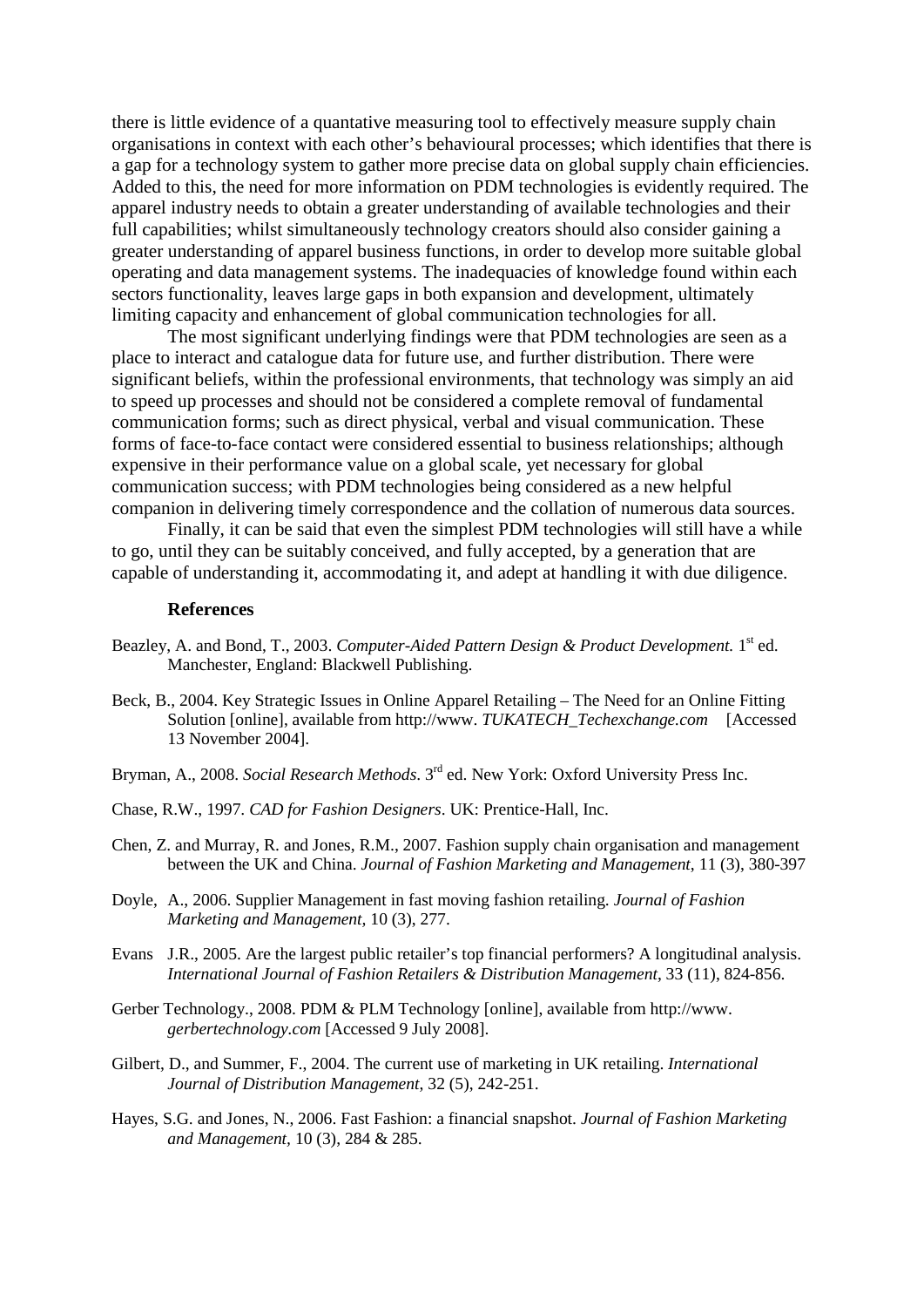there is little evidence of a quantative measuring tool to effectively measure supply chain organisations in context with each other's behavioural processes; which identifies that there is a gap for a technology system to gather more precise data on global supply chain efficiencies. Added to this, the need for more information on PDM technologies is evidently required. The apparel industry needs to obtain a greater understanding of available technologies and their full capabilities; whilst simultaneously technology creators should also consider gaining a greater understanding of apparel business functions, in order to develop more suitable global operating and data management systems. The inadequacies of knowledge found within each sectors functionality, leaves large gaps in both expansion and development, ultimately limiting capacity and enhancement of global communication technologies for all.

The most significant underlying findings were that PDM technologies are seen as a place to interact and catalogue data for future use, and further distribution. There were significant beliefs, within the professional environments, that technology was simply an aid to speed up processes and should not be considered a complete removal of fundamental communication forms; such as direct physical, verbal and visual communication. These forms of face-to-face contact were considered essential to business relationships; although expensive in their performance value on a global scale, yet necessary for global communication success; with PDM technologies being considered as a new helpful companion in delivering timely correspondence and the collation of numerous data sources.

Finally, it can be said that even the simplest PDM technologies will still have a while to go, until they can be suitably conceived, and fully accepted, by a generation that are capable of understanding it, accommodating it, and adept at handling it with due diligence.

## References

Beazley, A. and Bond, T., 2003. *Computer-Aided Pattern Design & Product Development.* 1st ed. Manchester, England: Blackwell Publishing.

Beck, B., 2004. Key Strategic Issues in Online Apparel Retailing – The Need for an Online Fitting Solution [online], available from http://www. *TUKATECH_Techexchange.com* [Accessed 13 November 2004].

Bryman, A., 2008. *Social Research Methods*. 3rd ed. New York: Oxford University Press Inc.

Chase, R.W., 1997. *CAD for Fashion Designers*. UK: Prentice-Hall, Inc.

Chen, Z. and Murray, R. and Jones, R.M., 2007. Fashion supply chain organisation and management between the UK and China. *Journal of Fashion Marketing and Management*, 11 (3), 380-397

Doyle, A., 2006. Supplier Management in fast moving fashion retailing. *Journal of Fashion Marketing and Management*, 10 (3), 277.

Evans J.R., 2005. Are the largest public retailer's top financial performers? A longitudinal analysis. *International Journal of Fashion Retailers & Distribution Management*, 33 (11), 824-856.

Gerber Technology., 2008. PDM & PLM Technology [online], available from http://www. *gerbertechnology.com* [Accessed 9 July 2008].

Gilbert, D., and Summer, F., 2004. The current use of marketing in UK retailing. *International Journal of Distribution Management*, 32 (5), 242-251.

Hayes, S.G. and Jones, N., 2006. Fast Fashion: a financial snapshot. *Journal of Fashion Marketing and Management*, 10 (3), 284 & 285.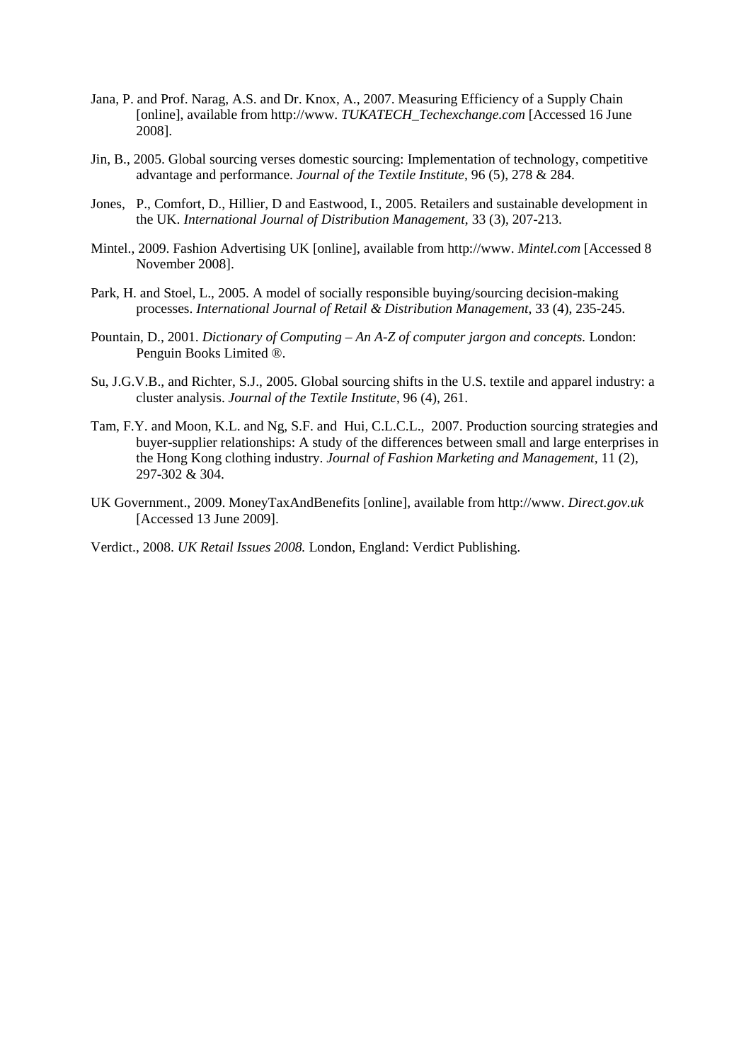Jana, P. and Prof. Narag, A.S. and Dr. Knox, A., 2007. Measuring Efficiency of a Supply Chain [online], available from http://www. *TUKATECH_Techexchange.com* [Accessed 16 June 2008].

Jin, B., 2005. Global sourcing verses domestic sourcing: Implementation of technology, competitive advantage and performance. *Journal of the Textile Institute*, 96 (5), 278 & 284.

Jones, P., Comfort, D., Hillier, D and Eastwood, I., 2005. Retailers and sustainable development in the UK. *International Journal of Distribution Management*, 33 (3), 207-213.

Mintel., 2009. Fashion Advertising UK [online], available from http://www. *Mintel.com* [Accessed 8 November 2008].

Park, H. and Stoel, L., 2005. A model of socially responsible buying/sourcing decision-making processes. *International Journal of Retail & Distribution Management*, 33 (4), 235-245.

Pountain, D., 2001. *Dictionary of Computing – An A-Z of computer jargon and concepts.* London: Penguin Books Limited ®.

Su, J.G.V.B., and Richter, S.J., 2005. Global sourcing shifts in the U.S. textile and apparel industry: a cluster analysis. *Journal of the Textile Institute*, 96 (4), 261.

Tam, F.Y. and Moon, K.L. and Ng, S.F. and Hui, C.L.C.L., 2007. Production sourcing strategies and buyer-supplier relationships: A study of the differences between small and large enterprises in the Hong Kong clothing industry. *Journal of Fashion Marketing and Management*, 11 (2), 297-302 & 304.

UK Government., 2009. MoneyTaxAndBenefits [online], available from http://www. *Direct.gov.uk* [Accessed 13 June 2009].

Verdict., 2008. *UK Retail Issues 2008.* London, England: Verdict Publishing.